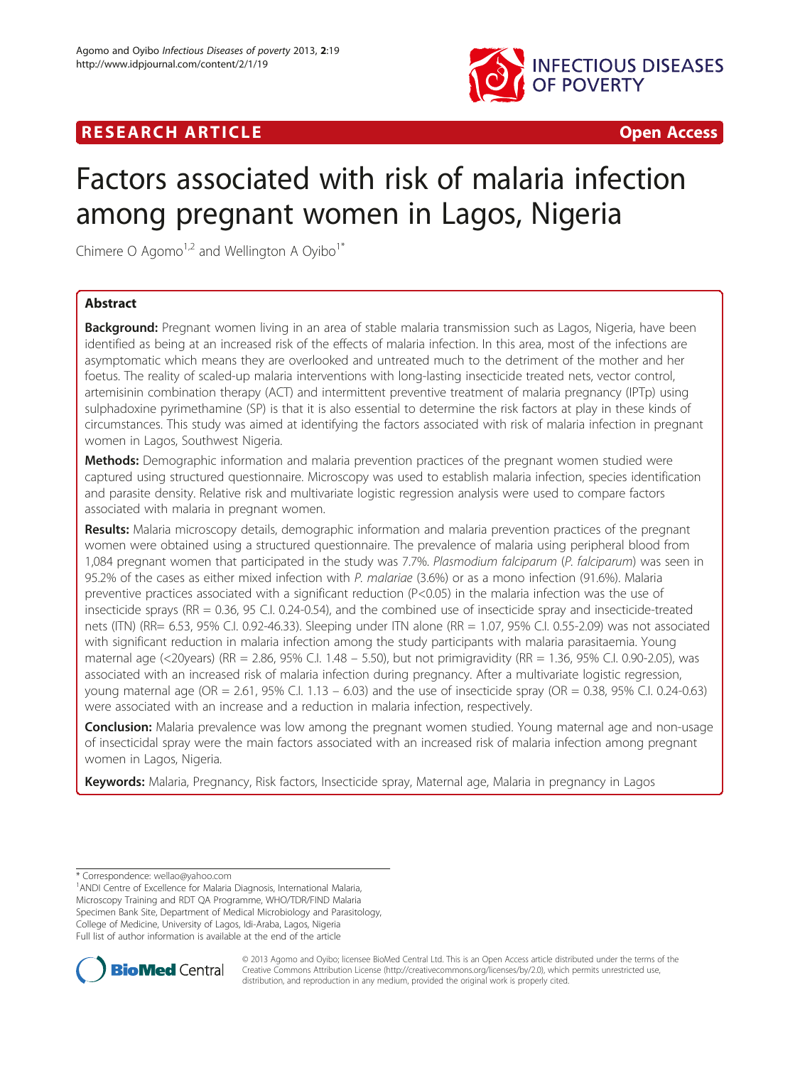**RESEARCH ARTICLE** **Open Access**

# Factors associated with risk of malaria infection among pregnant women in Lagos, Nigeria

Chimere O Agomo[1,2] and Wellington A Oyibo[1*]

## Abstract

**Background:** Pregnant women living in an area of stable malaria transmission such as Lagos, Nigeria, have been identified as being at an increased risk of the effects of malaria infection. In this area, most of the infections are asymptomatic which means they are overlooked and untreated much to the detriment of the mother and her foetus. The reality of scaled-up malaria interventions with long-lasting insecticide treated nets, vector control, artemisinin combination therapy (ACT) and intermittent preventive treatment of malaria pregnancy (IPTp) using sulphadoxine pyrimethamine (SP) is that it is also essential to determine the risk factors at play in these kinds of circumstances. This study was aimed at identifying the factors associated with risk of malaria infection in pregnant women in Lagos, Southwest Nigeria.

**Methods:** Demographic information and malaria prevention practices of the pregnant women studied were captured using structured questionnaire. Microscopy was used to establish malaria infection, species identification and parasite density. Relative risk and multivariate logistic regression analysis were used to compare factors associated with malaria in pregnant women.

**Results:** Malaria microscopy details, demographic information and malaria prevention practices of the pregnant women were obtained using a structured questionnaire. The prevalence of malaria using peripheral blood from 1,084 pregnant women that participated in the study was 7.7%. *Plasmodium falciparum* (*P. falciparum*) was seen in 95.2% of the cases as either mixed infection with *P. malariae* (3.6%) or as a mono infection (91.6%). Malaria preventive practices associated with a significant reduction (P<0.05) in the malaria infection was the use of insecticide sprays (RR = 0.36, 95 C.I. 0.24-0.54), and the combined use of insecticide spray and insecticide-treated nets (ITN) (RR= 6.53, 95% C.I. 0.92-46.33). Sleeping under ITN alone (RR = 1.07, 95% C.I. 0.55-2.09) was not associated with significant reduction in malaria infection among the study participants with malaria parasitaemia. Young maternal age (<20years) (RR = 2.86, 95% C.I. 1.48 – 5.50), but not primigravidity (RR = 1.36, 95% C.I. 0.90-2.05), was associated with an increased risk of malaria infection during pregnancy. After a multivariate logistic regression, young maternal age (OR = 2.61, 95% C.I. 1.13 – 6.03) and the use of insecticide spray (OR = 0.38, 95% C.I. 0.24-0.63) were associated with an increase and a reduction in malaria infection, respectively.

**Conclusion:** Malaria prevalence was low among the pregnant women studied. Young maternal age and non-usage of insecticidal spray were the main factors associated with an increased risk of malaria infection among pregnant women in Lagos, Nigeria.

**Keywords:** Malaria, Pregnancy, Risk factors, Insecticide spray, Maternal age, Malaria in pregnancy in Lagos

\* Correspondence: wellao@yahoo.com

[1]ANDI Centre of Excellence for Malaria Diagnosis, International Malaria, Microscopy Training and RDT QA Programme, WHO/TDR/FIND Malaria Specimen Bank Site, Department of Medical Microbiology and Parasitology, College of Medicine, University of Lagos, Idi-Araba, Lagos, Nigeria

Full list of author information is available at the end of the article

© 2013 Agomo and Oyibo; licensee BioMed Central Ltd. This is an Open Access article distributed under the terms of the Creative Commons Attribution License (http://creativecommons.org/licenses/by/2.0), which permits unrestricted use, distribution, and reproduction in any medium, provided the original work is properly cited.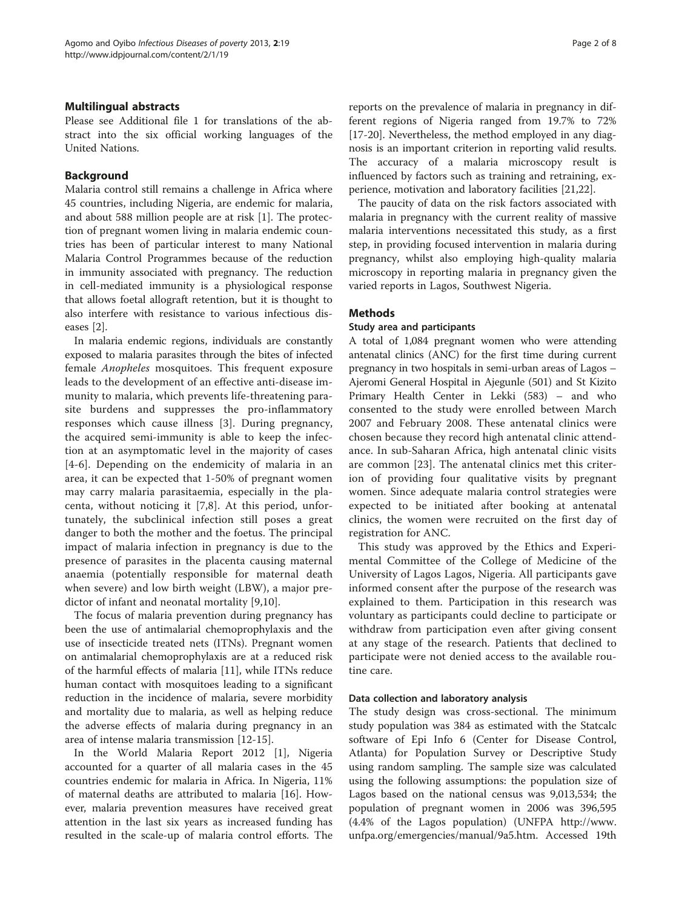## Multilingual abstracts

Please see Additional file 1 for translations of the abstract into the six official working languages of the United Nations.

## Background

Malaria control still remains a challenge in Africa where 45 countries, including Nigeria, are endemic for malaria, and about 588 million people are at risk [1]. The protection of pregnant women living in malaria endemic countries has been of particular interest to many National Malaria Control Programmes because of the reduction in immunity associated with pregnancy. The reduction in cell-mediated immunity is a physiological response that allows foetal allograft retention, but it is thought to also interfere with resistance to various infectious diseases [2].

In malaria endemic regions, individuals are constantly exposed to malaria parasites through the bites of infected female *Anopheles* mosquitoes. This frequent exposure leads to the development of an effective anti-disease immunity to malaria, which prevents life-threatening parasite burdens and suppresses the pro-inflammatory responses which cause illness [3]. During pregnancy, the acquired semi-immunity is able to keep the infection at an asymptomatic level in the majority of cases [4-6]. Depending on the endemicity of malaria in an area, it can be expected that 1-50% of pregnant women may carry malaria parasitaemia, especially in the placenta, without noticing it [7,8]. At this period, unfortunately, the subclinical infection still poses a great danger to both the mother and the foetus. The principal impact of malaria infection in pregnancy is due to the presence of parasites in the placenta causing maternal anaemia (potentially responsible for maternal death when severe) and low birth weight (LBW), a major predictor of infant and neonatal mortality [9,10].

The focus of malaria prevention during pregnancy has been the use of antimalarial chemoprophylaxis and the use of insecticide treated nets (ITNs). Pregnant women on antimalarial chemoprophylaxis are at a reduced risk of the harmful effects of malaria [11], while ITNs reduce human contact with mosquitoes leading to a significant reduction in the incidence of malaria, severe morbidity and mortality due to malaria, as well as helping reduce the adverse effects of malaria during pregnancy in an area of intense malaria transmission [12-15].

In the World Malaria Report 2012 [1], Nigeria accounted for a quarter of all malaria cases in the 45 countries endemic for malaria in Africa. In Nigeria, 11% of maternal deaths are attributed to malaria [16]. However, malaria prevention measures have received great attention in the last six years as increased funding has resulted in the scale-up of malaria control efforts. The reports on the prevalence of malaria in pregnancy in different regions of Nigeria ranged from 19.7% to 72% [17-20]. Nevertheless, the method employed in any diagnosis is an important criterion in reporting valid results. The accuracy of a malaria microscopy result is influenced by factors such as training and retraining, experience, motivation and laboratory facilities [21,22].

The paucity of data on the risk factors associated with malaria in pregnancy with the current reality of massive malaria interventions necessitated this study, as a first step, in providing focused intervention in malaria during pregnancy, whilst also employing high-quality malaria microscopy in reporting malaria in pregnancy given the varied reports in Lagos, Southwest Nigeria.

## Methods

### Study area and participants

A total of 1,084 pregnant women who were attending antenatal clinics (ANC) for the first time during current pregnancy in two hospitals in semi-urban areas of Lagos – Ajeromi General Hospital in Ajegunle (501) and St Kizito Primary Health Center in Lekki (583) – and who consented to the study were enrolled between March 2007 and February 2008. These antenatal clinics were chosen because they record high antenatal clinic attendance. In sub-Saharan Africa, high antenatal clinic visits are common [23]. The antenatal clinics met this criterion of providing four qualitative visits by pregnant women. Since adequate malaria control strategies were expected to be initiated after booking at antenatal clinics, the women were recruited on the first day of registration for ANC.

This study was approved by the Ethics and Experimental Committee of the College of Medicine of the University of Lagos Lagos, Nigeria. All participants gave informed consent after the purpose of the research was explained to them. Participation in this research was voluntary as participants could decline to participate or withdraw from participation even after giving consent at any stage of the research. Patients that declined to participate were not denied access to the available routine care.

### Data collection and laboratory analysis

The study design was cross-sectional. The minimum study population was 384 as estimated with the Statcalc software of Epi Info 6 (Center for Disease Control, Atlanta) for Population Survey or Descriptive Study using random sampling. The sample size was calculated using the following assumptions: the population size of Lagos based on the national census was 9,013,534; the population of pregnant women in 2006 was 396,595 (4.4% of the Lagos population) (UNFPA http://www.unfpa.org/emergencies/manual/9a5.htm. Accessed 19th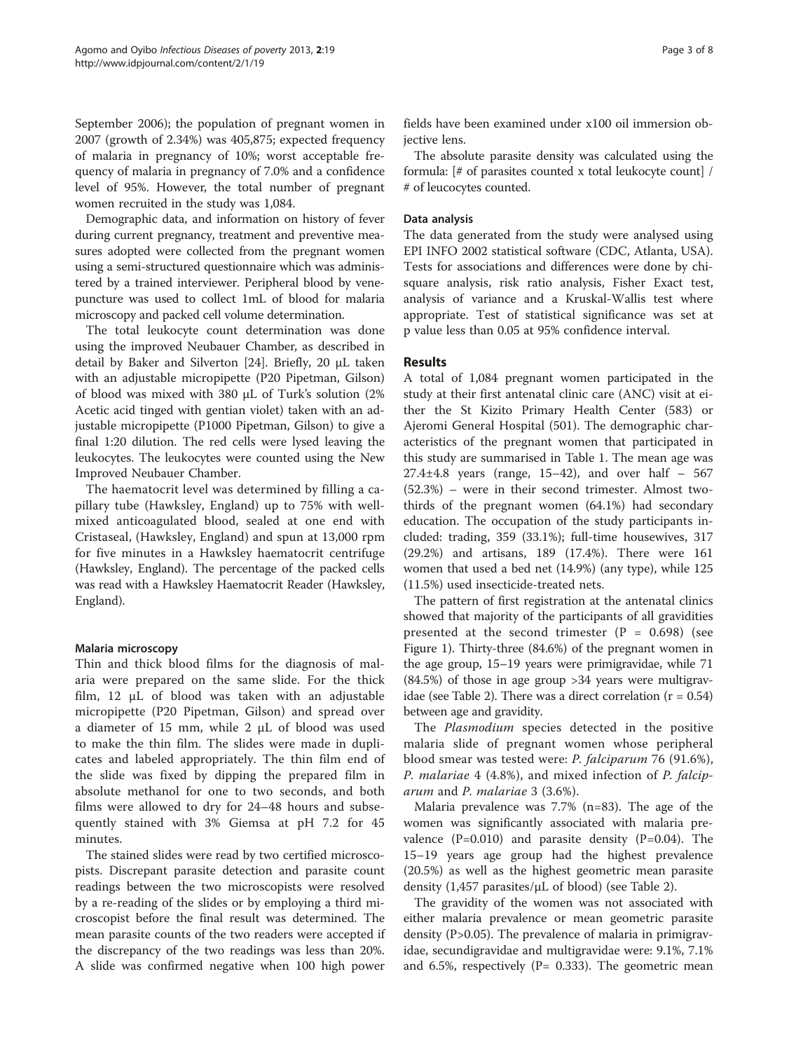September 2006); the population of pregnant women in 2007 (growth of 2.34%) was 405,875; expected frequency of malaria in pregnancy of 10%; worst acceptable frequency of malaria in pregnancy of 7.0% and a confidence level of 95%. However, the total number of pregnant women recruited in the study was 1,084.

Demographic data, and information on history of fever during current pregnancy, treatment and preventive measures adopted were collected from the pregnant women using a semi-structured questionnaire which was administered by a trained interviewer. Peripheral blood by venepuncture was used to collect 1mL of blood for malaria microscopy and packed cell volume determination.

The total leukocyte count determination was done using the improved Neubauer Chamber, as described in detail by Baker and Silverton [24]. Briefly, 20 μL taken with an adjustable micropipette (P20 Pipetman, Gilson) of blood was mixed with 380 μL of Turk's solution (2% Acetic acid tinged with gentian violet) taken with an adjustable micropipette (P1000 Pipetman, Gilson) to give a final 1:20 dilution. The red cells were lysed leaving the leukocytes. The leukocytes were counted using the New Improved Neubauer Chamber.

The haematocrit level was determined by filling a capillary tube (Hawksley, England) up to 75% with well-mixed anticoagulated blood, sealed at one end with Cristaseal, (Hawksley, England) and spun at 13,000 rpm for five minutes in a Hawksley haematocrit centrifuge (Hawksley, England). The percentage of the packed cells was read with a Hawksley Haematocrit Reader (Hawksley, England).

#### Malaria microscopy

Thin and thick blood films for the diagnosis of malaria were prepared on the same slide. For the thick film, 12 μL of blood was taken with an adjustable micropipette (P20 Pipetman, Gilson) and spread over a diameter of 15 mm, while 2 μL of blood was used to make the thin film. The slides were made in duplicates and labeled appropriately. The thin film end of the slide was fixed by dipping the prepared film in absolute methanol for one to two seconds, and both films were allowed to dry for 24–48 hours and subsequently stained with 3% Giemsa at pH 7.2 for 45 minutes.

The stained slides were read by two certified microscopists. Discrepant parasite detection and parasite count readings between the two microscopists were resolved by a re-reading of the slides or by employing a third microscopist before the final result was determined. The mean parasite counts of the two readers were accepted if the discrepancy of the two readings was less than 20%. A slide was confirmed negative when 100 high power fields have been examined under x100 oil immersion objective lens.

The absolute parasite density was calculated using the formula: [# of parasites counted x total leukocyte count] / # of leucocytes counted.

#### Data analysis

The data generated from the study were analysed using EPI INFO 2002 statistical software (CDC, Atlanta, USA). Tests for associations and differences were done by chi-square analysis, risk ratio analysis, Fisher Exact test, analysis of variance and a Kruskal-Wallis test where appropriate. Test of statistical significance was set at p value less than 0.05 at 95% confidence interval.

## Results

A total of 1,084 pregnant women participated in the study at their first antenatal clinic care (ANC) visit at either the St Kizito Primary Health Center (583) or Ajeromi General Hospital (501). The demographic characteristics of the pregnant women that participated in this study are summarised in Table 1. The mean age was 27.4±4.8 years (range, 15–42), and over half – 567 (52.3%) – were in their second trimester. Almost two-thirds of the pregnant women (64.1%) had secondary education. The occupation of the study participants included: trading, 359 (33.1%); full-time housewives, 317 (29.2%) and artisans, 189 (17.4%). There were 161 women that used a bed net (14.9%) (any type), while 125 (11.5%) used insecticide-treated nets.

The pattern of first registration at the antenatal clinics showed that majority of the participants of all gravidities presented at the second trimester (P = 0.698) (see Figure 1). Thirty-three (84.6%) of the pregnant women in the age group, 15–19 years were primigravidae, while 71 (84.5%) of those in age group >34 years were multigravidae (see Table 2). There was a direct correlation (r = 0.54) between age and gravidity.

The *Plasmodium* species detected in the positive malaria slide of pregnant women whose peripheral blood smear was tested were: *P. falciparum* 76 (91.6%), *P. malariae* 4 (4.8%), and mixed infection of *P. falciparum* and *P. malariae* 3 (3.6%).

Malaria prevalence was 7.7% (n=83). The age of the women was significantly associated with malaria prevalence (P=0.010) and parasite density (P=0.04). The 15–19 years age group had the highest prevalence (20.5%) as well as the highest geometric mean parasite density (1,457 parasites/μL of blood) (see Table 2).

The gravidity of the women was not associated with either malaria prevalence or mean geometric parasite density (P>0.05). The prevalence of malaria in primigravidae, secundigravidae and multigravidae were: 9.1%, 7.1% and 6.5%, respectively (P= 0.333). The geometric mean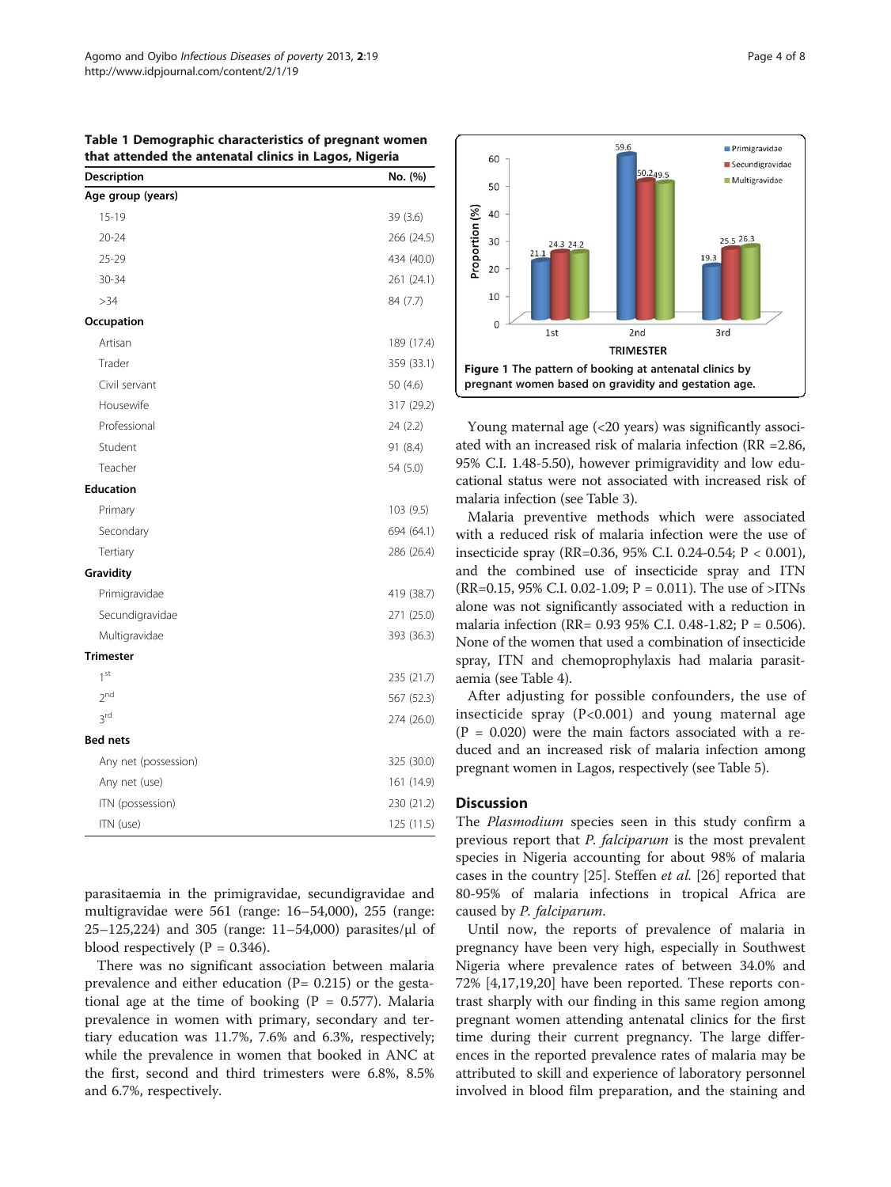**Table 1 Demographic characteristics of pregnant women that attended the antenatal clinics in Lagos, Nigeria**

| Description | No. (%) |
|---|---|
| **Age group (years)** | |
| 15-19 | 39 (3.6) |
| 20-24 | 266 (24.5) |
| 25-29 | 434 (40.0) |
| 30-34 | 261 (24.1) |
| >34 | 84 (7.7) |
| **Occupation** | |
| Artisan | 189 (17.4) |
| Trader | 359 (33.1) |
| Civil servant | 50 (4.6) |
| Housewife | 317 (29.2) |
| Professional | 24 (2.2) |
| Student | 91 (8.4) |
| Teacher | 54 (5.0) |
| **Education** | |
| Primary | 103 (9.5) |
| Secondary | 694 (64.1) |
| Tertiary | 286 (26.4) |
| **Gravidity** | |
| Primigravidae | 419 (38.7) |
| Secundigravidae | 271 (25.0) |
| Multigravidae | 393 (36.3) |
| **Trimester** | |
| 1[st] | 235 (21.7) |
| 2[nd] | 567 (52.3) |
| 3[rd] | 274 (26.0) |
| **Bed nets** | |
| Any net (possession) | 325 (30.0) |
| Any net (use) | 161 (14.9) |
| ITN (possession) | 230 (21.2) |
| ITN (use) | 125 (11.5) |

parasitaemia in the primigravidae, secundigravidae and multigravidae were 561 (range: 16–54,000), 255 (range: 25–125,224) and 305 (range: 11–54,000) parasites/μl of blood respectively (P = 0.346).

There was no significant association between malaria prevalence and either education (P= 0.215) or the gestational age at the time of booking (P = 0.577). Malaria prevalence in women with primary, secondary and tertiary education was 11.7%, 7.6% and 6.3%, respectively; while the prevalence in women that booked in ANC at the first, second and third trimesters were 6.8%, 8.5% and 6.7%, respectively.

**Figure 1 The pattern of booking at antenatal clinics by pregnant women based on gravidity and gestation age.**

Young maternal age (<20 years) was significantly associated with an increased risk of malaria infection (RR =2.86, 95% C.I. 1.48-5.50), however primigravidity and low educational status were not associated with increased risk of malaria infection (see Table 3).

Malaria preventive methods which were associated with a reduced risk of malaria infection were the use of insecticide spray (RR=0.36, 95% C.I. 0.24-0.54; P < 0.001), and the combined use of insecticide spray and ITN (RR=0.15, 95% C.I. 0.02-1.09; P = 0.011). The use of >ITNs alone was not significantly associated with a reduction in malaria infection (RR= 0.93 95% C.I. 0.48-1.82; P = 0.506). None of the women that used a combination of insecticide spray, ITN and chemoprophylaxis had malaria parasitaemia (see Table 4).

After adjusting for possible confounders, the use of insecticide spray (P<0.001) and young maternal age (P = 0.020) were the main factors associated with a reduced and an increased risk of malaria infection among pregnant women in Lagos, respectively (see Table 5).

## Discussion

The *Plasmodium* species seen in this study confirm a previous report that *P. falciparum* is the most prevalent species in Nigeria accounting for about 98% of malaria cases in the country [25]. Steffen *et al.* [26] reported that 80-95% of malaria infections in tropical Africa are caused by *P. falciparum*.

Until now, the reports of prevalence of malaria in pregnancy have been very high, especially in Southwest Nigeria where prevalence rates of between 34.0% and 72% [4,17,19,20] have been reported. These reports contrast sharply with our finding in this same region among pregnant women attending antenatal clinics for the first time during their current pregnancy. The large differences in the reported prevalence rates of malaria may be attributed to skill and experience of laboratory personnel involved in blood film preparation, and the staining and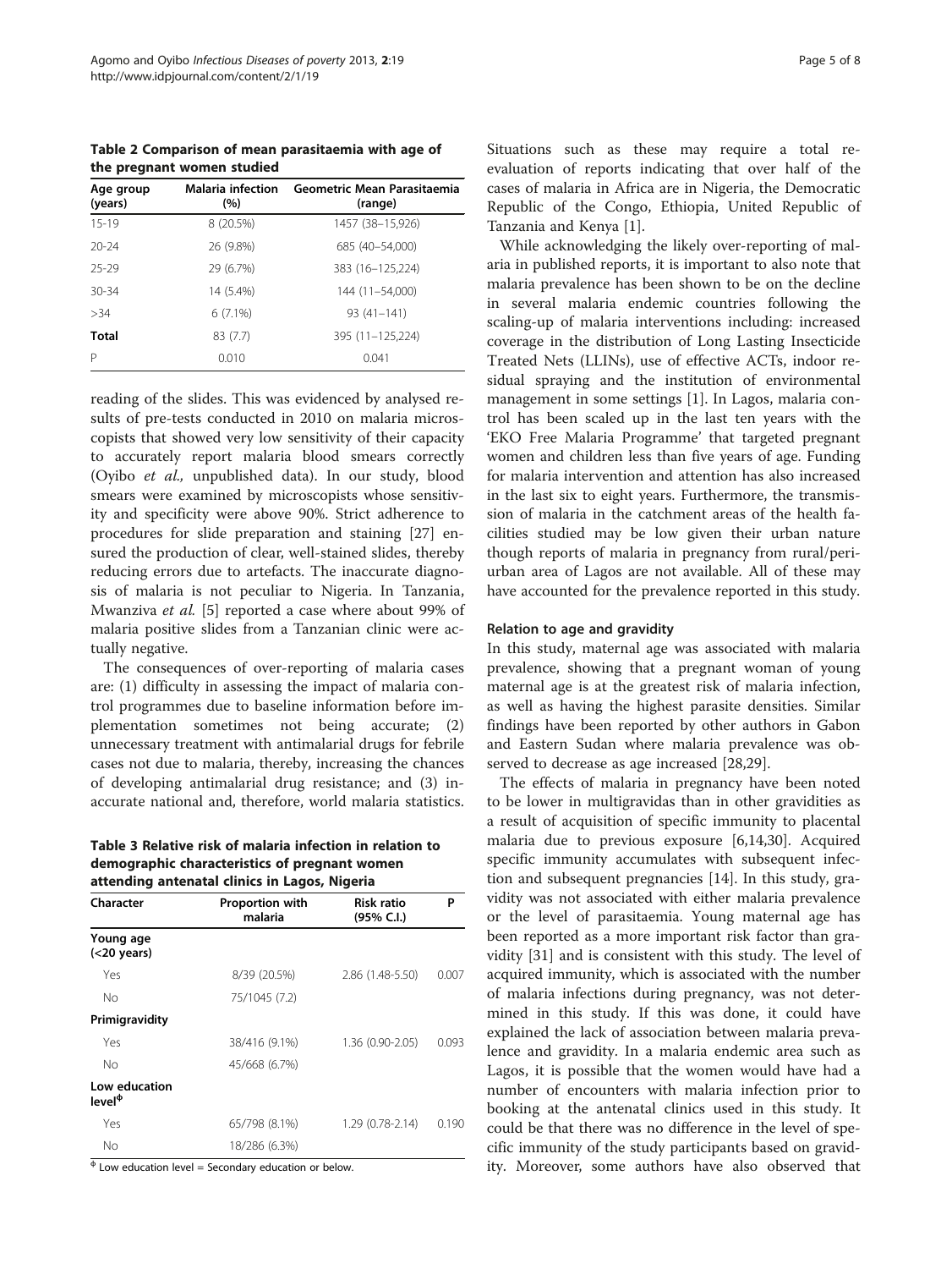**Table 2 Comparison of mean parasitaemia with age of the pregnant women studied**

| Age group (years) | Malaria infection (%) | Geometric Mean Parasitaemia (range) |
|---|---|---|
| 15-19 | 8 (20.5%) | 1457 (38–15,926) |
| 20-24 | 26 (9.8%) | 685 (40–54,000) |
| 25-29 | 29 (6.7%) | 383 (16–125,224) |
| 30-34 | 14 (5.4%) | 144 (11–54,000) |
| >34 | 6 (7.1%) | 93 (41–141) |
| **Total** | 83 (7.7) | 395 (11–125,224) |
| P | 0.010 | 0.041 |

reading of the slides. This was evidenced by analysed results of pre-tests conducted in 2010 on malaria microscopists that showed very low sensitivity of their capacity to accurately report malaria blood smears correctly (Oyibo *et al.,* unpublished data). In our study, blood smears were examined by microscopists whose sensitivity and specificity were above 90%. Strict adherence to procedures for slide preparation and staining [27] ensured the production of clear, well-stained slides, thereby reducing errors due to artefacts. The inaccurate diagnosis of malaria is not peculiar to Nigeria. In Tanzania, Mwanziva *et al.* [5] reported a case where about 99% of malaria positive slides from a Tanzanian clinic were actually negative.

The consequences of over-reporting of malaria cases are: (1) difficulty in assessing the impact of malaria control programmes due to baseline information before implementation sometimes not being accurate; (2) unnecessary treatment with antimalarial drugs for febrile cases not due to malaria, thereby, increasing the chances of developing antimalarial drug resistance; and (3) inaccurate national and, therefore, world malaria statistics.

**Table 3 Relative risk of malaria infection in relation to demographic characteristics of pregnant women attending antenatal clinics in Lagos, Nigeria**

| Character | Proportion with malaria | Risk ratio (95% C.I.) | P |
|---|---|---|---|
| **Young age (<20 years)** | | | |
| Yes | 8/39 (20.5%) | 2.86 (1.48-5.50) | 0.007 |
| No | 75/1045 (7.2) | | |
| **Primigravidity** | | | |
| Yes | 38/416 (9.1%) | 1.36 (0.90-2.05) | 0.093 |
| No | 45/668 (6.7%) | | |
| **Low education level[Φ]** | | | |
| Yes | 65/798 (8.1%) | 1.29 (0.78-2.14) | 0.190 |
| No | 18/286 (6.3%) | | |

[Φ] Low education level = Secondary education or below.

Situations such as these may require a total re-evaluation of reports indicating that over half of the cases of malaria in Africa are in Nigeria, the Democratic Republic of the Congo, Ethiopia, United Republic of Tanzania and Kenya [1].

While acknowledging the likely over-reporting of malaria in published reports, it is important to also note that malaria prevalence has been shown to be on the decline in several malaria endemic countries following the scaling-up of malaria interventions including: increased coverage in the distribution of Long Lasting Insecticide Treated Nets (LLINs), use of effective ACTs, indoor residual spraying and the institution of environmental management in some settings [1]. In Lagos, malaria control has been scaled up in the last ten years with the 'EKO Free Malaria Programme' that targeted pregnant women and children less than five years of age. Funding for malaria intervention and attention has also increased in the last six to eight years. Furthermore, the transmission of malaria in the catchment areas of the health facilities studied may be low given their urban nature though reports of malaria in pregnancy from rural/peri-urban area of Lagos are not available. All of these may have accounted for the prevalence reported in this study.

#### Relation to age and gravidity

In this study, maternal age was associated with malaria prevalence, showing that a pregnant woman of young maternal age is at the greatest risk of malaria infection, as well as having the highest parasite densities. Similar findings have been reported by other authors in Gabon and Eastern Sudan where malaria prevalence was observed to decrease as age increased [28,29].

The effects of malaria in pregnancy have been noted to be lower in multigravidas than in other gravidities as a result of acquisition of specific immunity to placental malaria due to previous exposure [6,14,30]. Acquired specific immunity accumulates with subsequent infection and subsequent pregnancies [14]. In this study, gravidity was not associated with either malaria prevalence or the level of parasitaemia. Young maternal age has been reported as a more important risk factor than gravidity [31] and is consistent with this study. The level of acquired immunity, which is associated with the number of malaria infections during pregnancy, was not determined in this study. If this was done, it could have explained the lack of association between malaria prevalence and gravidity. In a malaria endemic area such as Lagos, it is possible that the women would have had a number of encounters with malaria infection prior to booking at the antenatal clinics used in this study. It could be that there was no difference in the level of specific immunity of the study participants based on gravidity. Moreover, some authors have also observed that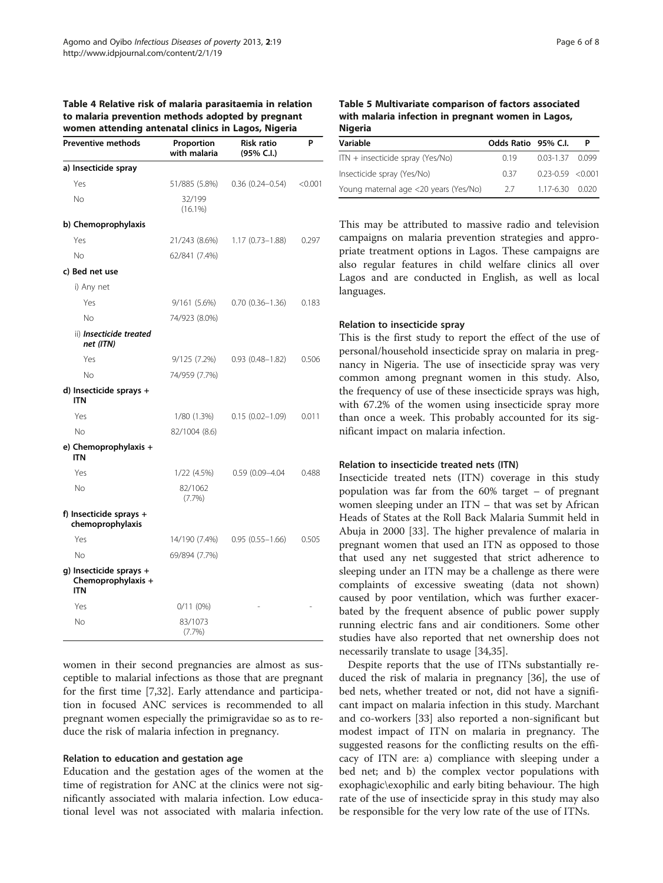**Table 4 Relative risk of malaria parasitaemia in relation to malaria prevention methods adopted by pregnant women attending antenatal clinics in Lagos, Nigeria**

| Preventive methods | Proportion with malaria | Risk ratio (95% C.I.) | P |
|---|---|---|---|
| **a) Insecticide spray** | | | |
| Yes | 51/885 (5.8%) | 0.36 (0.24–0.54) | <0.001 |
| No | 32/199 (16.1%) | | |
| **b) Chemoprophylaxis** | | | |
| Yes | 21/243 (8.6%) | 1.17 (0.73–1.88) | 0.297 |
| No | 62/841 (7.4%) | | |
| **c) Bed net use** | | | |
| i) Any net | | | |
| Yes | 9/161 (5.6%) | 0.70 (0.36–1.36) | 0.183 |
| No | 74/923 (8.0%) | | |
| ii) ***Insecticide treated net (ITN)*** | | | |
| Yes | 9/125 (7.2%) | 0.93 (0.48–1.82) | 0.506 |
| No | 74/959 (7.7%) | | |
| **d) Insecticide sprays + ITN** | | | |
| Yes | 1/80 (1.3%) | 0.15 (0.02–1.09) | 0.011 |
| No | 82/1004 (8.6) | | |
| **e) Chemoprophylaxis + ITN** | | | |
| Yes | 1/22 (4.5%) | 0.59 (0.09–4.04 | 0.488 |
| No | 82/1062 (7.7%) | | |
| **f) Insecticide sprays + chemoprophylaxis** | | | |
| Yes | 14/190 (7.4%) | 0.95 (0.55–1.66) | 0.505 |
| No | 69/894 (7.7%) | | |
| **g) Insecticide sprays + Chemoprophylaxis + ITN** | | | |
| Yes | 0/11 (0%) | - | - |
| No | 83/1073 (7.7%) | | |

women in their second pregnancies are almost as susceptible to malarial infections as those that are pregnant for the first time [7,32]. Early attendance and participation in focused ANC services is recommended to all pregnant women especially the primigravidae so as to reduce the risk of malaria infection in pregnancy.

### Relation to education and gestation age

Education and the gestation ages of the women at the time of registration for ANC at the clinics were not significantly associated with malaria infection. Low educational level was not associated with malaria infection.

**Table 5 Multivariate comparison of factors associated with malaria infection in pregnant women in Lagos, Nigeria**

| Variable | Odds Ratio | 95% C.I. | P |
|---|---|---|---|
| ITN + insecticide spray (Yes/No) | 0.19 | 0.03-1.37 | 0.099 |
| Insecticide spray (Yes/No) | 0.37 | 0.23-0.59 | <0.001 |
| Young maternal age <20 years (Yes/No) | 2.7 | 1.17-6.30 | 0.020 |

This may be attributed to massive radio and television campaigns on malaria prevention strategies and appropriate treatment options in Lagos. These campaigns are also regular features in child welfare clinics all over Lagos and are conducted in English, as well as local languages.

### Relation to insecticide spray

This is the first study to report the effect of the use of personal/household insecticide spray on malaria in pregnancy in Nigeria. The use of insecticide spray was very common among pregnant women in this study. Also, the frequency of use of these insecticide sprays was high, with 67.2% of the women using insecticide spray more than once a week. This probably accounted for its significant impact on malaria infection.

### Relation to insecticide treated nets (ITN)

Insecticide treated nets (ITN) coverage in this study population was far from the 60% target – of pregnant women sleeping under an ITN – that was set by African Heads of States at the Roll Back Malaria Summit held in Abuja in 2000 [33]. The higher prevalence of malaria in pregnant women that used an ITN as opposed to those that used any net suggested that strict adherence to sleeping under an ITN may be a challenge as there were complaints of excessive sweating (data not shown) caused by poor ventilation, which was further exacerbated by the frequent absence of public power supply running electric fans and air conditioners. Some other studies have also reported that net ownership does not necessarily translate to usage [34,35].

Despite reports that the use of ITNs substantially reduced the risk of malaria in pregnancy [36], the use of bed nets, whether treated or not, did not have a significant impact on malaria infection in this study. Marchant and co-workers [33] also reported a non-significant but modest impact of ITN on malaria in pregnancy. The suggested reasons for the conflicting results on the efficacy of ITN are: a) compliance with sleeping under a bed net; and b) the complex vector populations with exophagic\exophilic and early biting behaviour. The high rate of the use of insecticide spray in this study may also be responsible for the very low rate of the use of ITNs.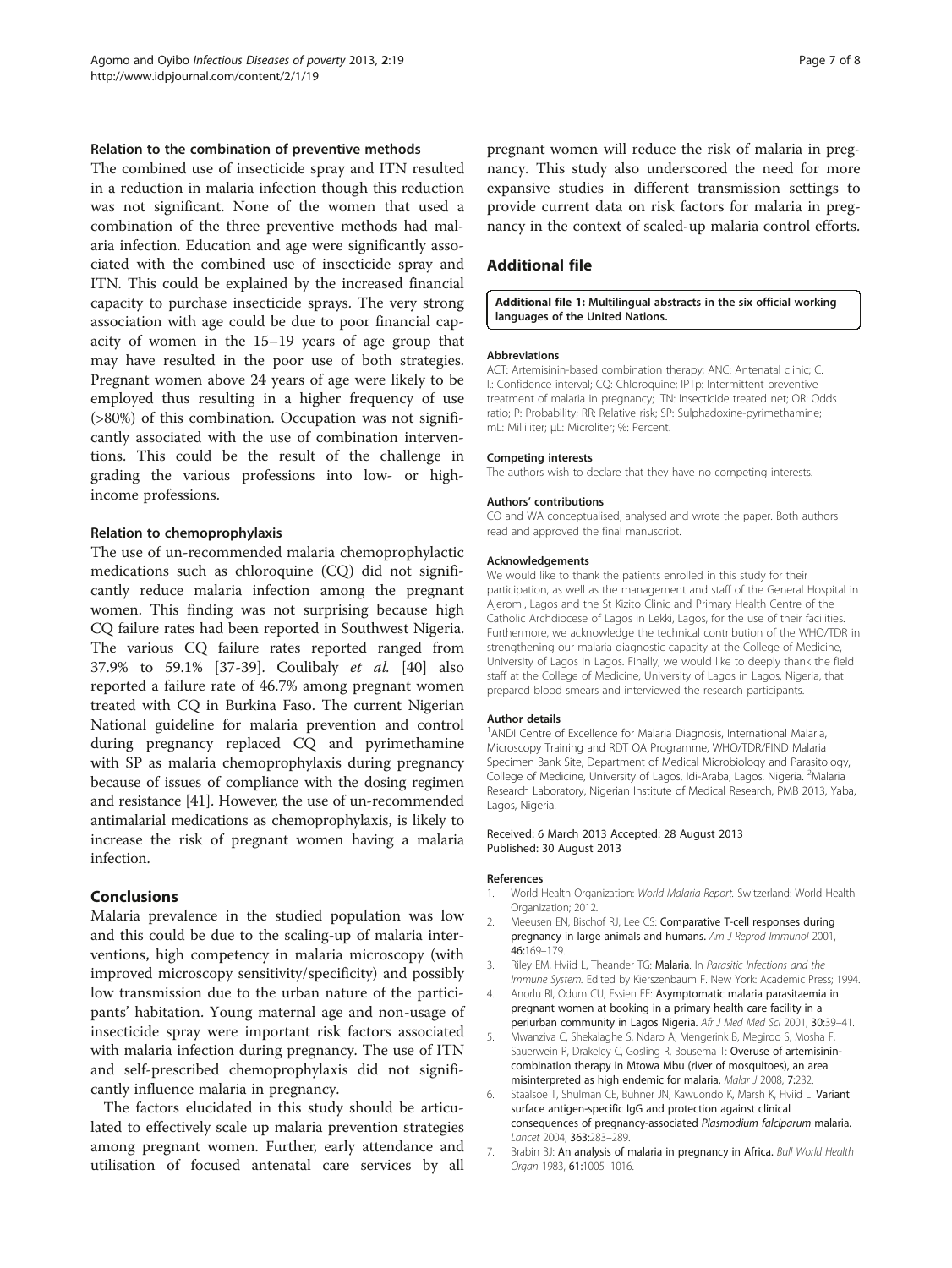### Relation to the combination of preventive methods

The combined use of insecticide spray and ITN resulted in a reduction in malaria infection though this reduction was not significant. None of the women that used a combination of the three preventive methods had malaria infection. Education and age were significantly associated with the combined use of insecticide spray and ITN. This could be explained by the increased financial capacity to purchase insecticide sprays. The very strong association with age could be due to poor financial capacity of women in the 15–19 years of age group that may have resulted in the poor use of both strategies. Pregnant women above 24 years of age were likely to be employed thus resulting in a higher frequency of use (>80%) of this combination. Occupation was not significantly associated with the use of combination interventions. This could be the result of the challenge in grading the various professions into low- or high-income professions.

### Relation to chemoprophylaxis

The use of un-recommended malaria chemoprophylactic medications such as chloroquine (CQ) did not significantly reduce malaria infection among the pregnant women. This finding was not surprising because high CQ failure rates had been reported in Southwest Nigeria. The various CQ failure rates reported ranged from 37.9% to 59.1% [37-39]. Coulibaly *et al.* [40] also reported a failure rate of 46.7% among pregnant women treated with CQ in Burkina Faso. The current Nigerian National guideline for malaria prevention and control during pregnancy replaced CQ and pyrimethamine with SP as malaria chemoprophylaxis during pregnancy because of issues of compliance with the dosing regimen and resistance [41]. However, the use of un-recommended antimalarial medications as chemoprophylaxis, is likely to increase the risk of pregnant women having a malaria infection.

## Conclusions

Malaria prevalence in the studied population was low and this could be due to the scaling-up of malaria interventions, high competency in malaria microscopy (with improved microscopy sensitivity/specificity) and possibly low transmission due to the urban nature of the participants' habitation. Young maternal age and non-usage of insecticide spray were important risk factors associated with malaria infection during pregnancy. The use of ITN and self-prescribed chemoprophylaxis did not significantly influence malaria in pregnancy.

The factors elucidated in this study should be articulated to effectively scale up malaria prevention strategies among pregnant women. Further, early attendance and utilisation of focused antenatal care services by all pregnant women will reduce the risk of malaria in pregnancy. This study also underscored the need for more expansive studies in different transmission settings to provide current data on risk factors for malaria in pregnancy in the context of scaled-up malaria control efforts.

## Additional file

**Additional file 1: Multilingual abstracts in the six official working languages of the United Nations.**

#### Abbreviations

ACT: Artemisinin-based combination therapy; ANC: Antenatal clinic; C. I.: Confidence interval; CQ: Chloroquine; IPTp: Intermittent preventive treatment of malaria in pregnancy; ITN: Insecticide treated net; OR: Odds ratio; P: Probability; RR: Relative risk; SP: Sulphadoxine-pyrimethamine; mL: Milliliter; μL: Microliter; %: Percent.

#### Competing interests

The authors wish to declare that they have no competing interests.

#### Authors' contributions

CO and WA conceptualised, analysed and wrote the paper. Both authors read and approved the final manuscript.

#### Acknowledgements

We would like to thank the patients enrolled in this study for their participation, as well as the management and staff of the General Hospital in Ajeromi, Lagos and the St Kizito Clinic and Primary Health Centre of the Catholic Archdiocese of Lagos in Lekki, Lagos, for the use of their facilities. Furthermore, we acknowledge the technical contribution of the WHO/TDR in strengthening our malaria diagnostic capacity at the College of Medicine, University of Lagos in Lagos. Finally, we would like to deeply thank the field staff at the College of Medicine, University of Lagos in Lagos, Nigeria, that prepared blood smears and interviewed the research participants.

#### Author details

[1]ANDI Centre of Excellence for Malaria Diagnosis, International Malaria, Microscopy Training and RDT QA Programme, WHO/TDR/FIND Malaria Specimen Bank Site, Department of Medical Microbiology and Parasitology, College of Medicine, University of Lagos, Idi-Araba, Lagos, Nigeria. [2]Malaria Research Laboratory, Nigerian Institute of Medical Research, PMB 2013, Yaba, Lagos, Nigeria.

Received: 6 March 2013 Accepted: 28 August 2013
Published: 30 August 2013

#### References

1. World Health Organization: *World Malaria Report*. Switzerland: World Health Organization; 2012.
2. Meeusen EN, Bischof RJ, Lee CS: **Comparative T-cell responses during pregnancy in large animals and humans.** *Am J Reprod Immunol* 2001, **46:**169–179.
3. Riley EM, Hviid L, Theander TG: **Malaria.** In *Parasitic Infections and the Immune System.* Edited by Kierszenbaum F. New York: Academic Press; 1994.
4. Anorlu RI, Odum CU, Essien EE: **Asymptomatic malaria parasitaemia in pregnant women at booking in a primary health care facility in a periurban community in Lagos Nigeria.** *Afr J Med Med Sci* 2001, **30:**39–41.
5. Mwanziva C, Shekalaghe S, Ndaro A, Mengerink B, Megiroo S, Mosha F, Sauerwein R, Drakeley C, Gosling R, Bousema T: **Overuse of artemisinin-combination therapy in Mtowa Mbu (river of mosquitoes), an area misinterpreted as high endemic for malaria.** *Malar J* 2008, **7:**232.
6. Staalsoe T, Shulman CE, Buhner JN, Kawuondo K, Marsh K, Hviid L: **Variant surface antigen-specific IgG and protection against clinical consequences of pregnancy-associated *Plasmodium falciparum* malaria.** *Lancet* 2004, **363:**283–289.
7. Brabin BJ: **An analysis of malaria in pregnancy in Africa.** *Bull World Health Organ* 1983, **61:**1005–1016.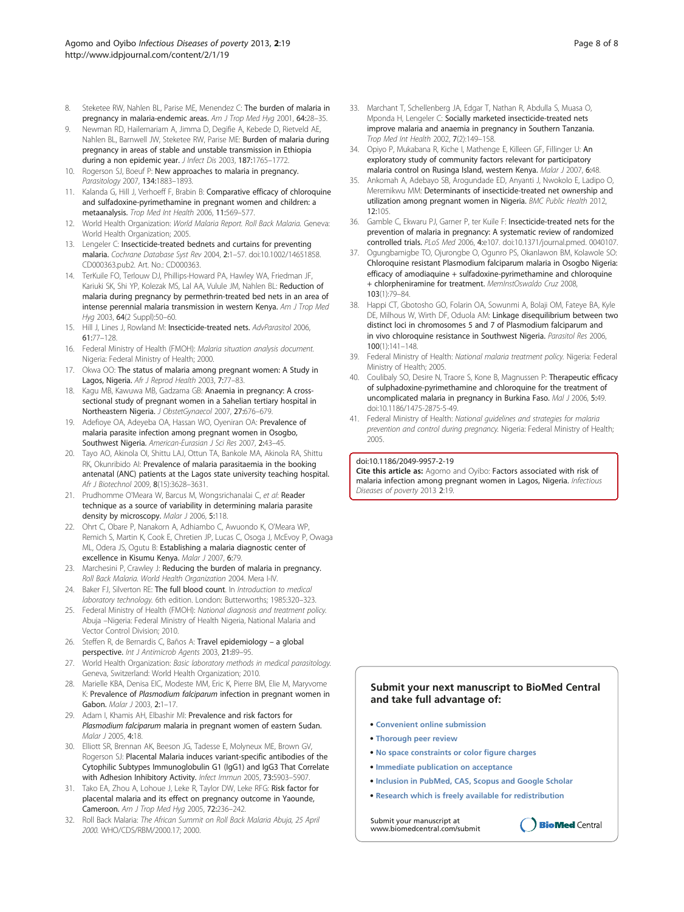8. Steketee RW, Nahlen BL, Parise ME, Menendez C: **The burden of malaria in pregnancy in malaria-endemic areas.** *Am J Trop Med Hyg* 2001, **64:**28–35.
9. Newman RD, Hailemariam A, Jimma D, Degifie A, Kebede D, Rietveld AE, Nahlen BL, Barnwell JW, Steketee RW, Parise ME: **Burden of malaria during pregnancy in areas of stable and unstable transmission in Ethiopia during a non epidemic year.** *J Infect Dis* 2003, **187:**1765–1772.
10. Rogerson SJ, Boeuf P: **New approaches to malaria in pregnancy.** *Parasitology* 2007, **134:**1883–1893.
11. Kalanda G, Hill J, Verhoeff F, Brabin B: **Comparative efficacy of chloroquine and sulfadoxine-pyrimethamine in pregnant women and children: a metaanalysis.** *Trop Med Int Health* 2006, **11:**569–577.
12. World Health Organization: *World Malaria Report. Roll Back Malaria.* Geneva: World Health Organization; 2005.
13. Lengeler C: **Insecticide-treated bednets and curtains for preventing malaria.** *Cochrane Database Syst Rev* 2004, **2:**1–57. doi:10.1002/14651858. CD000363.pub2. Art. No.: CD000363.
14. TerKuile FO, Terlouw DJ, Phillips-Howard PA, Hawley WA, Friedman JF, Kariuki SK, Shi YP, Kolezak MS, Lal AA, Vulule JM, Nahlen BL: **Reduction of malaria during pregnancy by permethrin-treated bed nets in an area of intense perennial malaria transmission in western Kenya.** *Am J Trop Med Hyg* 2003, **64**(2 Suppl):50–60.
15. Hill J, Lines J, Rowland M: **Insecticide-treated nets.** *AdvParasitol* 2006, **61:**77–128.
16. Federal Ministry of Health (FMOH): *Malaria situation analysis document.* Nigeria: Federal Ministry of Health; 2000.
17. Okwa OO: **The status of malaria among pregnant women: A Study in Lagos, Nigeria.** *Afr J Reprod Health* 2003, **7:**77–83.
18. Kagu MB, Kawuwa MB, Gadzama GB: **Anaemia in pregnancy: A cross-sectional study of pregnant women in a Sahelian tertiary hospital in Northeastern Nigeria.** *J ObstetGynaecol* 2007, **27:**676–679.
19. Adefioye OA, Adeyeba OA, Hassan WO, Oyeniran OA: **Prevalence of malaria parasite infection among pregnant women in Osogbo, Southwest Nigeria.** *American-Eurasian J Sci Res* 2007, **2:**43–45.
20. Tayo AO, Akinola OI, Shittu LAJ, Ottun TA, Bankole MA, Akinola RA, Shittu RK, Okunribido AI: **Prevalence of malaria parasitaemia in the booking antenatal (ANC) patients at the Lagos state university teaching hospital.** *Afr J Biotechnol* 2009, **8**(15):3628–3631.
21. Prudhomme O'Meara W, Barcus M, Wongsrichanalai C, *et al*: **Reader technique as a source of variability in determining malaria parasite density by microscopy.** *Malar J* 2006, **5:**118.
22. Ohrt C, Obare P, Nanakorn A, Adhiambo C, Awuondo K, O'Meara WP, Remich S, Martin K, Cook E, Chretien JP, Lucas C, Osoga J, McEvoy P, Owaga ML, Odera JS, Ogutu B: **Establishing a malaria diagnostic center of excellence in Kisumu Kenya.** *Malar J* 2007, **6:**79.
23. Marchesini P, Crawley J: **Reducing the burden of malaria in pregnancy.** *Roll Back Malaria. World Health Organization* 2004. Mera I-IV.
24. Baker FJ, Silverton RE: **The full blood count.** In *Introduction to medical laboratory technology.* 6th edition. London: Butterworths; 1985:320–323.
25. Federal Ministry of Health (FMOH): *National diagnosis and treatment policy.* Abuja –Nigeria: Federal Ministry of Health Nigeria, National Malaria and Vector Control Division; 2010.
26. Steffen R, de Bernardis C, Baños A: **Travel epidemiology – a global perspective.** *Int J Antimicrob Agents* 2003, **21:**89–95.
27. World Health Organization: *Basic laboratory methods in medical parasitology.* Geneva, Switzerland: World Health Organization; 2010.
28. Marielle KBA, Denisa EIC, Modeste MM, Eric K, Pierre BM, Elie M, Maryvome K: **Prevalence of *Plasmodium falciparum* infection in pregnant women in Gabon.** *Malar J* 2003, **2:**1–17.
29. Adam I, Khamis AH, Elbashir MI: **Prevalence and risk factors for *Plasmodium falciparum* malaria in pregnant women of eastern Sudan.** *Malar J* 2005, **4:**18.
30. Elliott SR, Brennan AK, Beeson JG, Tadesse E, Molyneux ME, Brown GV, Rogerson SJ: **Placental Malaria induces variant-specific antibodies of the Cytophilic Subtypes Immunoglobulin G1 (IgG1) and IgG3 That Correlate with Adhesion Inhibitory Activity.** *Infect Immun* 2005, **73:**5903–5907.
31. Tako EA, Zhou A, Lohoue J, Leke R, Taylor DW, Leke RFG: **Risk factor for placental malaria and its effect on pregnancy outcome in Yaounde, Cameroon.** *Am J Trop Med Hyg* 2005, **72:**236–242.
32. Roll Back Malaria: *The African Summit on Roll Back Malaria Abuja, 25 April 2000.* WHO/CDS/RBM/2000.17; 2000.
33. Marchant T, Schellenberg JA, Edgar T, Nathan R, Abdulla S, Muasa O, Mponda H, Lengeler C: **Socially marketed insecticide-treated nets improve malaria and anaemia in pregnancy in Southern Tanzania.** *Trop Med Int Health* 2002, **7**(2):149–158.
34. Opiyo P, Mukabana R, Kiche I, Mathenge E, Killeen GF, Fillinger U: **An exploratory study of community factors relevant for participatory malaria control on Rusinga Island, western Kenya.** *Malar J* 2007, **6:**48.
35. Ankomah A, Adebayo SB, Arogundade ED, Anyanti J, Nwokolo E, Ladipo O, Meremikwu MM: **Determinants of insecticide-treated net ownership and utilization among pregnant women in Nigeria.** *BMC Public Health* 2012, **12:**105.
36. Gamble C, Ekwaru PJ, Garner P, ter Kuile F: **Insecticide-treated nets for the prevention of malaria in pregnancy: A systematic review of randomized controlled trials.** *PLoS Med* 2006, **4:**e107. doi:10.1371/journal.pmed. 0040107.
37. Ogungbamigbe TO, Ojurongbe O, Ogunro PS, Okanlawon BM, Kolawole SO: **Chloroquine resistant Plasmodium falciparum malaria in Osogbo Nigeria: efficacy of amodiaquine + sulfadoxine-pyrimethamine and chloroquine + chlorpheniramine for treatment.** *MemInstOswaldo Cruz* 2008, **103**(1):79–84.
38. Happi CT, Gbotosho GO, Folarin OA, Sowunmi A, Bolaji OM, Fateye BA, Kyle DE, Milhous W, Wirth DF, Oduola AM: **Linkage disequilibrium between two distinct loci in chromosomes 5 and 7 of Plasmodium falciparum and in vivo chloroquine resistance in Southwest Nigeria.** *Parasitol Res* 2006, **100**(1):141–148.
39. Federal Ministry of Health: *National malaria treatment policy.* Nigeria: Federal Ministry of Health; 2005.
40. Coulibaly SO, Desire N, Traore S, Kone B, Magnussen P: **Therapeutic efficacy of sulphadoxine-pyrimethamine and chloroquine for the treatment of uncomplicated malaria in pregnancy in Burkina Faso.** *Mal J* 2006, **5:**49. doi:10.1186/1475-2875-5-49.
41. Federal Ministry of Health: *National guidelines and strategies for malaria prevention and control during pregnancy.* Nigeria: Federal Ministry of Health; 2005.

doi:10.1186/2049-9957-2-19

**Cite this article as:** Agomo and Oyibo: Factors associated with risk of malaria infection among pregnant women in Lagos, Nigeria. *Infectious Diseases of poverty* 2013 **2**:19.

**Submit your next manuscript to BioMed Central and take full advantage of:**

- Convenient online submission
- Thorough peer review
- No space constraints or color figure charges
- Immediate publication on acceptance
- Inclusion in PubMed, CAS, Scopus and Google Scholar
- Research which is freely available for redistribution

Submit your manuscript at www.biomedcentral.com/submit

BioMed Central